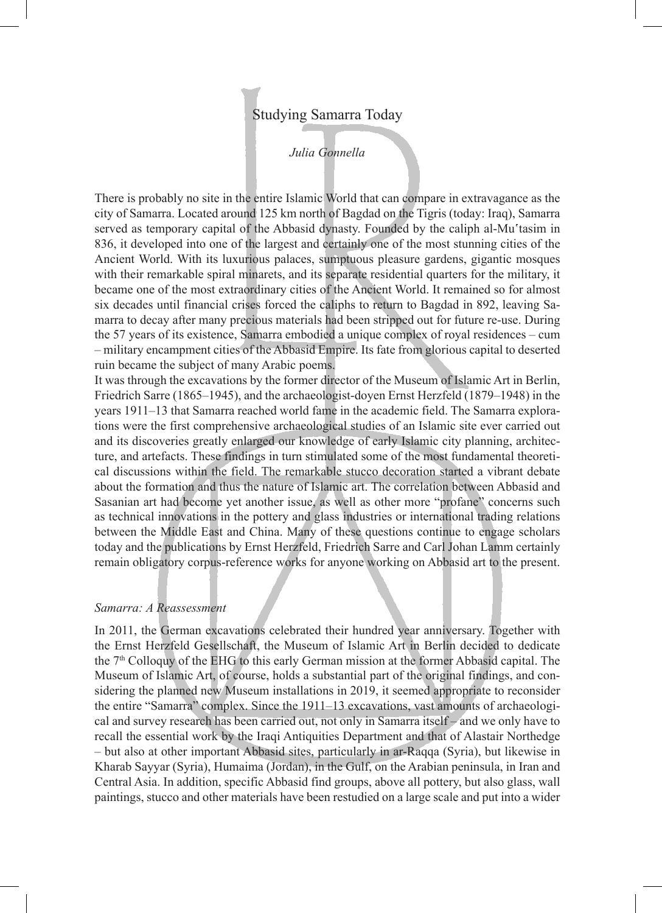# Studying Samarra Today

*Julia Gonnella*

There is probably no site in the entire Islamic World that can compare in extravagance as the city of Samarra. Located around 125 km north of Bagdad on the Tigris (today: Iraq), Samarra served as temporary capital of the Abbasid dynasty. Founded by the caliph al-Muʿtasim in 836, it developed into one of the largest and certainly one of the most stunning cities of the Ancient World. With its luxurious palaces, sumptuous pleasure gardens, gigantic mosques with their remarkable spiral minarets, and its separate residential quarters for the military, it became one of the most extraordinary cities of the Ancient World. It remained so for almost six decades until financial crises forced the caliphs to return to Bagdad in 892, leaving Samarra to decay after many precious materials had been stripped out for future re-use. During the 57 years of its existence, Samarra embodied a unique complex of royal residences – cum – military encampment cities of the Abbasid Empire. Its fate from glorious capital to deserted ruin became the subject of many Arabic poems.

It was through the excavations by the former director of the Museum of Islamic Art in Berlin, Friedrich Sarre (1865–1945), and the archaeologist-doyen Ernst Herzfeld (1879–1948) in the years 1911–13 that Samarra reached world fame in the academic field. The Samarra explorations were the first comprehensive archaeological studies of an Islamic site ever carried out and its discoveries greatly enlarged our knowledge of early Islamic city planning, architecture, and artefacts. These findings in turn stimulated some of the most fundamental theoretical discussions within the field. The remarkable stucco decoration started a vibrant debate about the formation and thus the nature of Islamic art. The correlation between Abbasid and Sasanian art had become yet another issue, as well as other more "profane" concerns such as technical innovations in the pottery and glass industries or international trading relations between the Middle East and China. Many of these questions continue to engage scholars today and the publications by Ernst Herzfeld, Friedrich Sarre and Carl Johan Lamm certainly remain obligatory corpus-reference works for anyone working on Abbasid art to the present.

*Samarra: A Reassessment*

In 2011, the German excavations celebrated their hundred year anniversary. Together with the Ernst Herzfeld Gesellschaft, the Museum of Islamic Art in Berlin decided to dedicate the 7th Colloquy of the EHG to this early German mission at the former Abbasid capital. The Museum of Islamic Art, of course, holds a substantial part of the original findings, and considering the planned new Museum installations in 2019, it seemed appropriate to reconsider the entire "Samarra" complex. Since the 1911–13 excavations, vast amounts of archaeological and survey research has been carried out, not only in Samarra itself – and we only have to recall the essential work by the Iraqi Antiquities Department and that of Alastair Northedge – but also at other important Abbasid sites, particularly in ar-Raqqa (Syria), but likewise in Kharab Sayyar (Syria), Humaima (Jordan), in the Gulf, on the Arabian peninsula, in Iran and Central Asia. In addition, specific Abbasid find groups, above all pottery, but also glass, wall paintings, stucco and other materials have been restudied on a large scale and put into a wider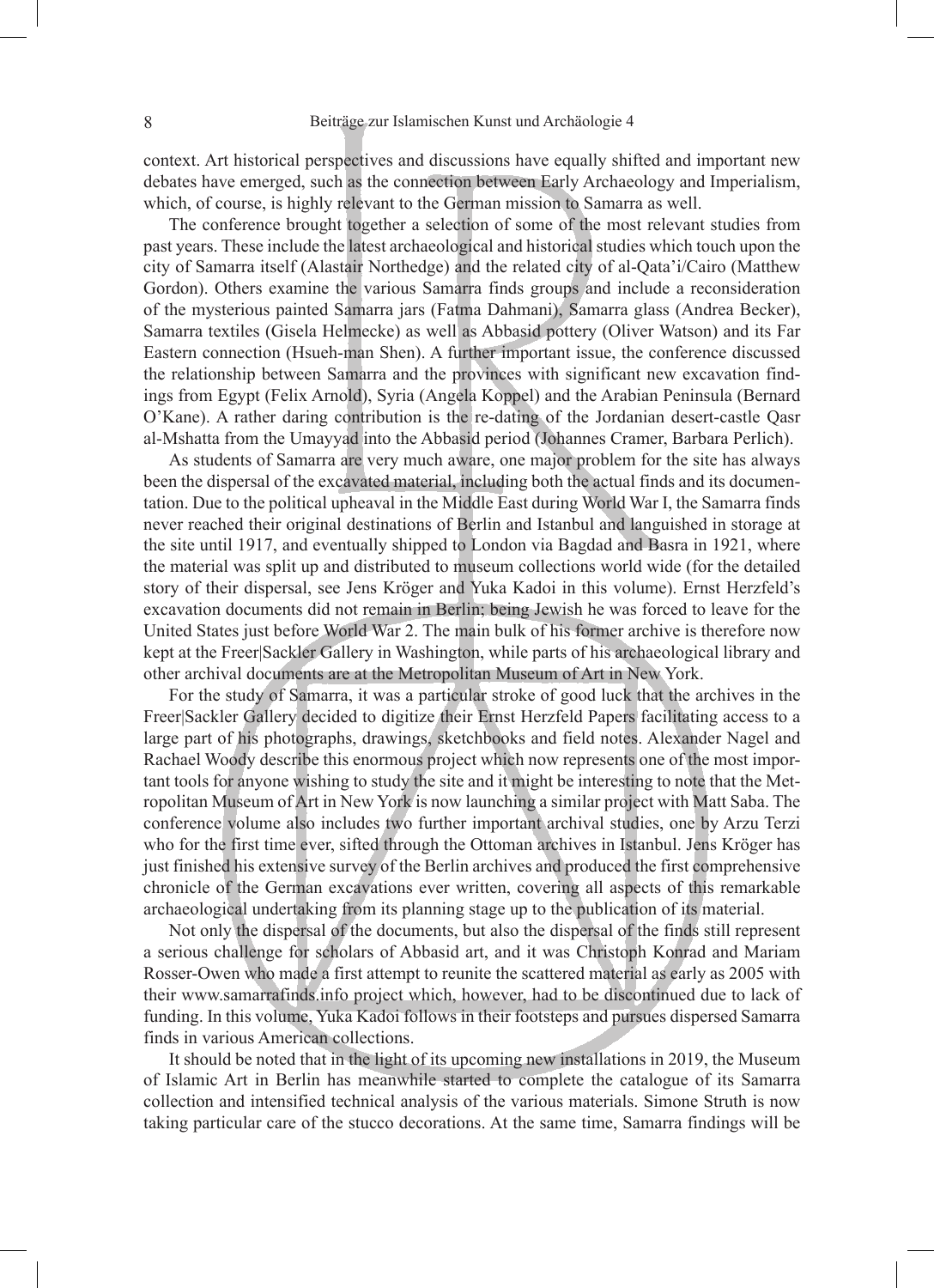context. Art historical perspectives and discussions have equally shifted and important new debates have emerged, such as the connection between Early Archaeology and Imperialism, which, of course, is highly relevant to the German mission to Samarra as well.

The conference brought together a selection of some of the most relevant studies from past years. These include the latest archaeological and historical studies which touch upon the city of Samarra itself (Alastair Northedge) and the related city of al-Qata'i/Cairo (Matthew Gordon). Others examine the various Samarra finds groups and include a reconsideration of the mysterious painted Samarra jars (Fatma Dahmani), Samarra glass (Andrea Becker), Samarra textiles (Gisela Helmecke) as well as Abbasid pottery (Oliver Watson) and its Far Eastern connection (Hsueh-man Shen). A further important issue, the conference discussed the relationship between Samarra and the provinces with significant new excavation findings from Egypt (Felix Arnold), Syria (Angela Koppel) and the Arabian Peninsula (Bernard O'Kane). A rather daring contribution is the re-dating of the Jordanian desert-castle Qasr al-Mshatta from the Umayyad into the Abbasid period (Johannes Cramer, Barbara Perlich).

As students of Samarra are very much aware, one major problem for the site has always been the dispersal of the excavated material, including both the actual finds and its documentation. Due to the political upheaval in the Middle East during World War I, the Samarra finds never reached their original destinations of Berlin and Istanbul and languished in storage at the site until 1917, and eventually shipped to London via Bagdad and Basra in 1921, where the material was split up and distributed to museum collections world wide (for the detailed story of their dispersal, see Jens Kröger and Yuka Kadoi in this volume). Ernst Herzfeld's excavation documents did not remain in Berlin; being Jewish he was forced to leave for the United States just before World War 2. The main bulk of his former archive is therefore now kept at the Freer|Sackler Gallery in Washington, while parts of his archaeological library and other archival documents are at the Metropolitan Museum of Art in New York.

For the study of Samarra, it was a particular stroke of good luck that the archives in the Freer|Sackler Gallery decided to digitize their Ernst Herzfeld Papers facilitating access to a large part of his photographs, drawings, sketchbooks and field notes. Alexander Nagel and Rachael Woody describe this enormous project which now represents one of the most important tools for anyone wishing to study the site and it might be interesting to note that the Metropolitan Museum of Art in New York is now launching a similar project with Matt Saba. The conference volume also includes two further important archival studies, one by Arzu Terzi who for the first time ever, sifted through the Ottoman archives in Istanbul. Jens Kröger has just finished his extensive survey of the Berlin archives and produced the first comprehensive chronicle of the German excavations ever written, covering all aspects of this remarkable archaeological undertaking from its planning stage up to the publication of its material.

Not only the dispersal of the documents, but also the dispersal of the finds still represent a serious challenge for scholars of Abbasid art, and it was Christoph Konrad and Mariam Rosser-Owen who made a first attempt to reunite the scattered material as early as 2005 with their www.samarrafinds.info project which, however, had to be discontinued due to lack of funding. In this volume, Yuka Kadoi follows in their footsteps and pursues dispersed Samarra finds in various American collections.

It should be noted that in the light of its upcoming new installations in 2019, the Museum of Islamic Art in Berlin has meanwhile started to complete the catalogue of its Samarra collection and intensified technical analysis of the various materials. Simone Struth is now taking particular care of the stucco decorations. At the same time, Samarra findings will be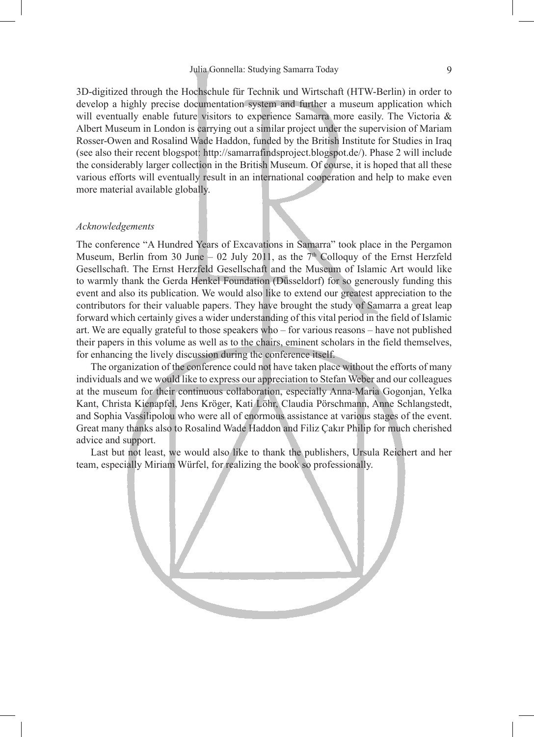3D-digitized through the Hochschule für Technik und Wirtschaft (HTW-Berlin) in order to develop a highly precise documentation system and further a museum application which will eventually enable future visitors to experience Samarra more easily. The Victoria & Albert Museum in London is carrying out a similar project under the supervision of Mariam Rosser-Owen and Rosalind Wade Haddon, funded by the British Institute for Studies in Iraq (see also their recent blogspot: http://samarrafindsproject.blogspot.de/). Phase 2 will include the considerably larger collection in the British Museum. Of course, it is hoped that all these various efforts will eventually result in an international cooperation and help to make even more material available globally.

*Acknowledgements*

The conference "A Hundred Years of Excavations in Samarra" took place in the Pergamon Museum, Berlin from 30 June – 02 July 2011, as the 7th Colloquy of the Ernst Herzfeld Gesellschaft. The Ernst Herzfeld Gesellschaft and the Museum of Islamic Art would like to warmly thank the Gerda Henkel Foundation (Düsseldorf) for so generously funding this event and also its publication. We would also like to extend our greatest appreciation to the contributors for their valuable papers. They have brought the study of Samarra a great leap forward which certainly gives a wider understanding of this vital period in the field of Islamic art. We are equally grateful to those speakers who – for various reasons – have not published their papers in this volume as well as to the chairs, eminent scholars in the field themselves, for enhancing the lively discussion during the conference itself.

The organization of the conference could not have taken place without the efforts of many individuals and we would like to express our appreciation to Stefan Weber and our colleagues at the museum for their continuous collaboration, especially Anna-Maria Gogonjan, Yelka Kant, Christa Kienapfel, Jens Kröger, Kati Löhr, Claudia Pörschmann, Anne Schlangstedt, and Sophia Vassilipolou who were all of enormous assistance at various stages of the event. Great many thanks also to Rosalind Wade Haddon and Filiz Çakır Philip for much cherished advice and support.

Last but not least, we would also like to thank the publishers, Ursula Reichert and her team, especially Miriam Würfel, for realizing the book so professionally.